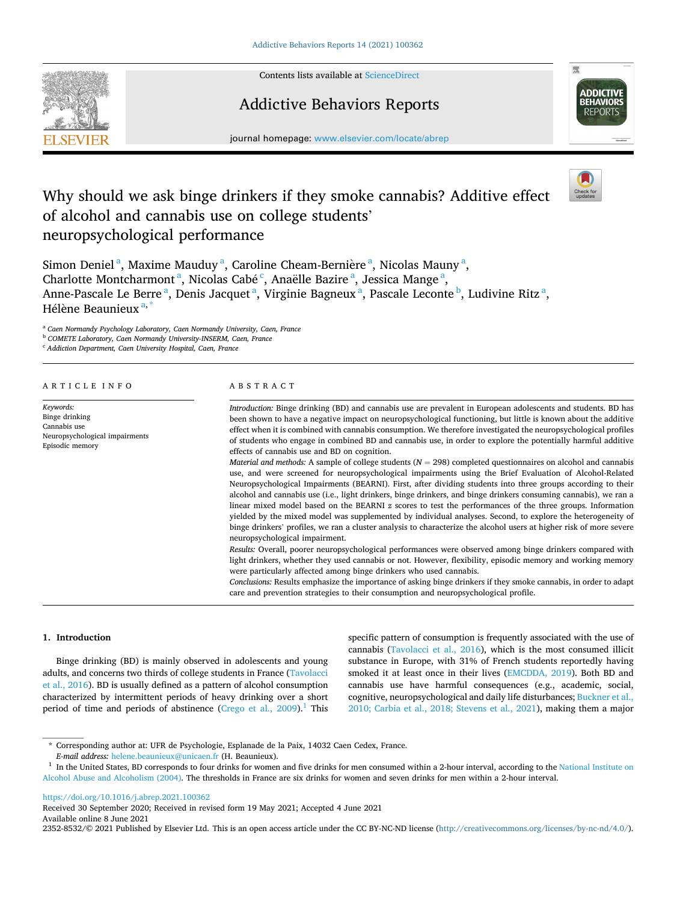# Why should we ask binge drinkers if they smoke cannabis? Additive effect of alcohol and cannabis use on college students' neuropsychological performance

Simon Deniel [a], Maxime Mauduy [a], Caroline Cheam-Bernière [a], Nicolas Mauny [a], Charlotte Montcharmont [a], Nicolas Cabé [c], Anaëlle Bazire [a], Jessica Mange [a], Anne-Pascale Le Berre [a], Denis Jacquet [a], Virginie Bagneux [a], Pascale Leconte [b], Ludivine Ritz [a], Hélène Beaunieux [a,*]

[a] Caen Normandy Psychology Laboratory, Caen Normandy University, Caen, France
[b] COMETE Laboratory, Caen Normandy University-INSERM, Caen, France
[c] Addiction Department, Caen University Hospital, Caen, France

## ARTICLE INFO

*Keywords:*
Binge drinking
Cannabis use
Neuropsychological impairments
Episodic memory

## ABSTRACT

*Introduction:* Binge drinking (BD) and cannabis use are prevalent in European adolescents and students. BD has been shown to have a negative impact on neuropsychological functioning, but little is known about the additive effect when it is combined with cannabis consumption. We therefore investigated the neuropsychological profiles of students who engage in combined BD and cannabis use, in order to explore the potentially harmful additive effects of cannabis use and BD on cognition.

*Material and methods:* A sample of college students ($N = 298$) completed questionnaires on alcohol and cannabis use, and were screened for neuropsychological impairments using the Brief Evaluation of Alcohol-Related Neuropsychological Impairments (BEARNI). First, after dividing students into three groups according to their alcohol and cannabis use (i.e., light drinkers, binge drinkers, and binge drinkers consuming cannabis), we ran a linear mixed model based on the BEARNI $z$ scores to test the performances of the three groups. Information yielded by the mixed model was supplemented by individual analyses. Second, to explore the heterogeneity of binge drinkers' profiles, we ran a cluster analysis to characterize the alcohol users at higher risk of more severe neuropsychological impairment.

*Results:* Overall, poorer neuropsychological performances were observed among binge drinkers compared with light drinkers, whether they used cannabis or not. However, flexibility, episodic memory and working memory were particularly affected among binge drinkers who used cannabis.

*Conclusions:* Results emphasize the importance of asking binge drinkers if they smoke cannabis, in order to adapt care and prevention strategies to their consumption and neuropsychological profile.

## 1. Introduction

Binge drinking (BD) is mainly observed in adolescents and young adults, and concerns two thirds of college students in France (Tavolacci et al., 2016). BD is usually defined as a pattern of alcohol consumption characterized by intermittent periods of heavy drinking over a short period of time and periods of abstinence (Crego et al., 2009).[1] This specific pattern of consumption is frequently associated with the use of cannabis (Tavolacci et al., 2016), which is the most consumed illicit substance in Europe, with 31% of French students reportedly having smoked it at least once in their lives (EMCDDA, 2019). Both BD and cannabis use have harmful consequences (e.g., academic, social, cognitive, neuropsychological and daily life disturbances; Buckner et al., 2010; Carbia et al., 2018; Stevens et al., 2021), making them a major

\* Corresponding author at: UFR de Psychologie, Esplanade de la Paix, 14032 Caen Cedex, France.
*E-mail address:* helene.beaunieux@unicaen.fr (H. Beaunieux).

[1] In the United States, BD corresponds to four drinks for women and five drinks for men consumed within a 2-hour interval, according to the National Institute on Alcohol Abuse and Alcoholism (2004). The thresholds in France are six drinks for women and seven drinks for men within a 2-hour interval.

https://doi.org/10.1016/j.abrep.2021.100362
Received 30 September 2020; Received in revised form 19 May 2021; Accepted 4 June 2021
Available online 8 June 2021
2352-8532/© 2021 Published by Elsevier Ltd. This is an open access article under the CC BY-NC-ND license (http://creativecommons.org/licenses/by-nc-nd/4.0/).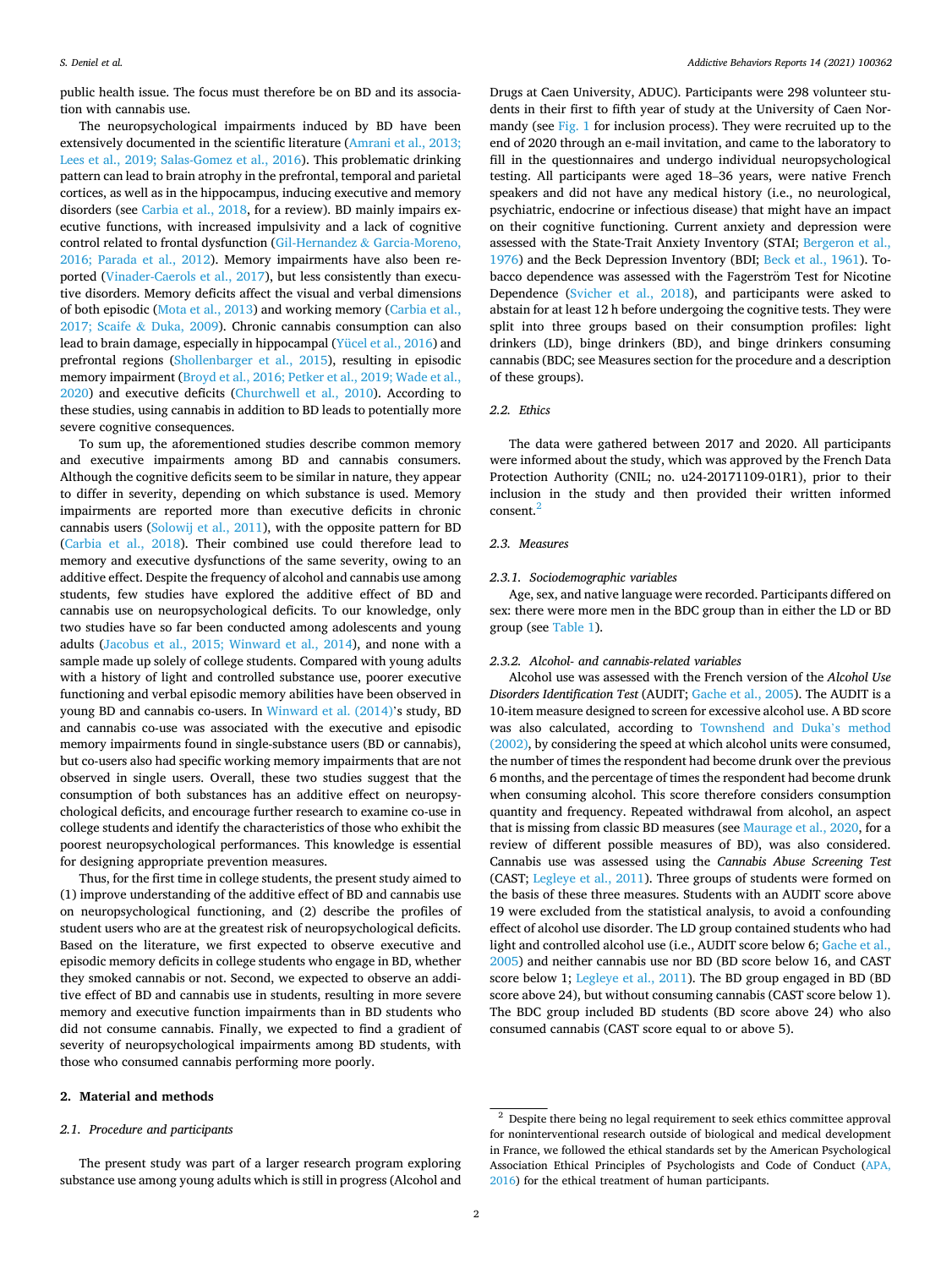public health issue. The focus must therefore be on BD and its association with cannabis use.

The neuropsychological impairments induced by BD have been extensively documented in the scientific literature (Amrani et al., 2013; Lees et al., 2019; Salas-Gomez et al., 2016). This problematic drinking pattern can lead to brain atrophy in the prefrontal, temporal and parietal cortices, as well as in the hippocampus, inducing executive and memory disorders (see Carbia et al., 2018, for a review). BD mainly impairs executive functions, with increased impulsivity and a lack of cognitive control related to frontal dysfunction (Gil-Hernandez & Garcia-Moreno, 2016; Parada et al., 2012). Memory impairments have also been reported (Vinader-Caerols et al., 2017), but less consistently than executive disorders. Memory deficits affect the visual and verbal dimensions of both episodic (Mota et al., 2013) and working memory (Carbia et al., 2017; Scaife & Duka, 2009). Chronic cannabis consumption can also lead to brain damage, especially in hippocampal (Yücel et al., 2016) and prefrontal regions (Shollenbarger et al., 2015), resulting in episodic memory impairment (Broyd et al., 2016; Petker et al., 2019; Wade et al., 2020) and executive deficits (Churchwell et al., 2010). According to these studies, using cannabis in addition to BD leads to potentially more severe cognitive consequences.

To sum up, the aforementioned studies describe common memory and executive impairments among BD and cannabis consumers. Although the cognitive deficits seem to be similar in nature, they appear to differ in severity, depending on which substance is used. Memory impairments are reported more than executive deficits in chronic cannabis users (Solowij et al., 2011), with the opposite pattern for BD (Carbia et al., 2018). Their combined use could therefore lead to memory and executive dysfunctions of the same severity, owing to an additive effect. Despite the frequency of alcohol and cannabis use among students, few studies have explored the additive effect of BD and cannabis use on neuropsychological deficits. To our knowledge, only two studies have so far been conducted among adolescents and young adults (Jacobus et al., 2015; Winward et al., 2014), and none with a sample made up solely of college students. Compared with young adults with a history of light and controlled substance use, poorer executive functioning and verbal episodic memory abilities have been observed in young BD and cannabis co-users. In Winward et al. (2014)'s study, BD and cannabis co-use was associated with the executive and episodic memory impairments found in single-substance users (BD or cannabis), but co-users also had specific working memory impairments that are not observed in single users. Overall, these two studies suggest that the consumption of both substances has an additive effect on neuropsychological deficits, and encourage further research to examine co-use in college students and identify the characteristics of those who exhibit the poorest neuropsychological performances. This knowledge is essential for designing appropriate prevention measures.

Thus, for the first time in college students, the present study aimed to (1) improve understanding of the additive effect of BD and cannabis use on neuropsychological functioning, and (2) describe the profiles of student users who are at the greatest risk of neuropsychological deficits. Based on the literature, we first expected to observe executive and episodic memory deficits in college students who engage in BD, whether they smoked cannabis or not. Second, we expected to observe an additive effect of BD and cannabis use in students, resulting in more severe memory and executive function impairments than in BD students who did not consume cannabis. Finally, we expected to find a gradient of severity of neuropsychological impairments among BD students, with those who consumed cannabis performing more poorly.

## 2. Material and methods

### 2.1. Procedure and participants

The present study was part of a larger research program exploring substance use among young adults which is still in progress (Alcohol and Drugs at Caen University, ADUC). Participants were 298 volunteer students in their first to fifth year of study at the University of Caen Normandy (see Fig. 1 for inclusion process). They were recruited up to the end of 2020 through an e-mail invitation, and came to the laboratory to fill in the questionnaires and undergo individual neuropsychological testing. All participants were aged 18–36 years, were native French speakers and did not have any medical history (i.e., no neurological, psychiatric, endocrine or infectious disease) that might have an impact on their cognitive functioning. Current anxiety and depression were assessed with the State-Trait Anxiety Inventory (STAI; Bergeron et al., 1976) and the Beck Depression Inventory (BDI; Beck et al., 1961). Tobacco dependence was assessed with the Fagerström Test for Nicotine Dependence (Svicher et al., 2018), and participants were asked to abstain for at least 12 h before undergoing the cognitive tests. They were split into three groups based on their consumption profiles: light drinkers (LD), binge drinkers (BD), and binge drinkers consuming cannabis (BDC; see Measures section for the procedure and a description of these groups).

### 2.2. Ethics

The data were gathered between 2017 and 2020. All participants were informed about the study, which was approved by the French Data Protection Authority (CNIL; no. u24-20171109-01R1), prior to their inclusion in the study and then provided their written informed consent.[2]

### 2.3. Measures

#### 2.3.1. Sociodemographic variables

Age, sex, and native language were recorded. Participants differed on sex: there were more men in the BDC group than in either the LD or BD group (see Table 1).

#### 2.3.2. Alcohol- and cannabis-related variables

Alcohol use was assessed with the French version of the *Alcohol Use Disorders Identification Test* (AUDIT; Gache et al., 2005). The AUDIT is a 10-item measure designed to screen for excessive alcohol use. A BD score was also calculated, according to Townshend and Duka's method (2002), by considering the speed at which alcohol units were consumed, the number of times the respondent had become drunk over the previous 6 months, and the percentage of times the respondent had become drunk when consuming alcohol. This score therefore considers consumption quantity and frequency. Repeated withdrawal from alcohol, an aspect that is missing from classic BD measures (see Maurage et al., 2020, for a review of different possible measures of BD), was also considered. Cannabis use was assessed using the *Cannabis Abuse Screening Test* (CAST; Legleye et al., 2011). Three groups of students were formed on the basis of these three measures. Students with an AUDIT score above 19 were excluded from the statistical analysis, to avoid a confounding effect of alcohol use disorder. The LD group contained students who had light and controlled alcohol use (i.e., AUDIT score below 6; Gache et al., 2005) and neither cannabis use nor BD (BD score below 16, and CAST score below 1; Legleye et al., 2011). The BD group engaged in BD (BD score above 24), but without consuming cannabis (CAST score below 1). The BDC group included BD students (BD score above 24) who also consumed cannabis (CAST score equal to or above 5).

---

[2] Despite there being no legal requirement to seek ethics committee approval for noninterventional research outside of biological and medical development in France, we followed the ethical standards set by the American Psychological Association Ethical Principles of Psychologists and Code of Conduct (APA, 2016) for the ethical treatment of human participants.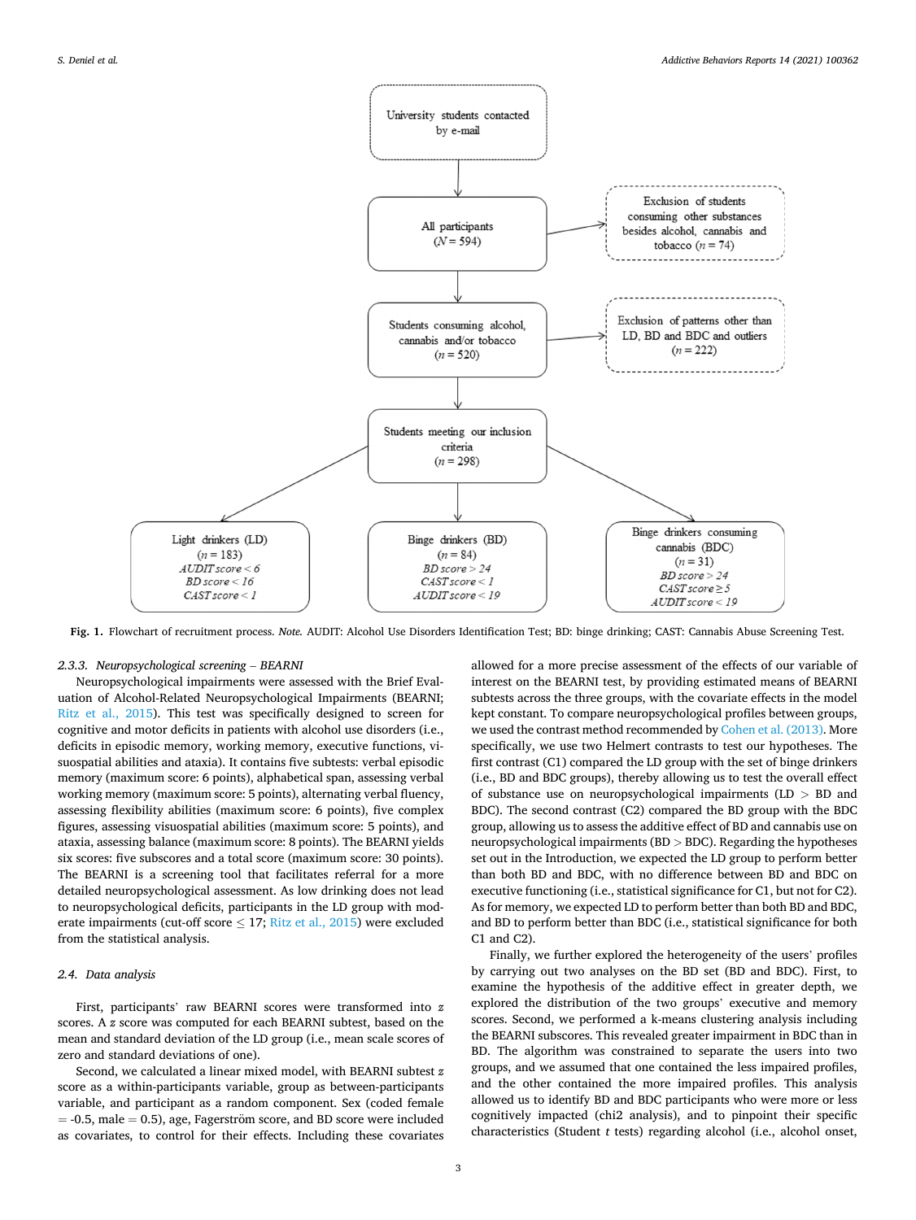Fig. 1. Flowchart of recruitment process. *Note.* AUDIT: Alcohol Use Disorders Identification Test; BD: binge drinking; CAST: Cannabis Abuse Screening Test.

#### 2.3.3. Neuropsychological screening – BEARNI

Neuropsychological impairments were assessed with the Brief Evaluation of Alcohol-Related Neuropsychological Impairments (BEARNI; Ritz et al., 2015). This test was specifically designed to screen for cognitive and motor deficits in patients with alcohol use disorders (i.e., deficits in episodic memory, working memory, executive functions, visuospatial abilities and ataxia). It contains five subtests: verbal episodic memory (maximum score: 6 points), alphabetical span, assessing verbal working memory (maximum score: 5 points), alternating verbal fluency, assessing flexibility abilities (maximum score: 6 points), five complex figures, assessing visuospatial abilities (maximum score: 5 points), and ataxia, assessing balance (maximum score: 8 points). The BEARNI yields six scores: five subscores and a total score (maximum score: 30 points). The BEARNI is a screening tool that facilitates referral for a more detailed neuropsychological assessment. As low drinking does not lead to neuropsychological deficits, participants in the LD group with moderate impairments (cut-off score $\leq 17$; Ritz et al., 2015) were excluded from the statistical analysis.

### 2.4. Data analysis

First, participants' raw BEARNI scores were transformed into $z$ scores. A $z$ score was computed for each BEARNI subtest, based on the mean and standard deviation of the LD group (i.e., mean scale scores of zero and standard deviations of one).

Second, we calculated a linear mixed model, with BEARNI subtest $z$ score as a within-participants variable, group as between-participants variable, and participant as a random component. Sex (coded female = -0.5, male = 0.5), age, Fagerström score, and BD score were included as covariates, to control for their effects. Including these covariates allowed for a more precise assessment of the effects of our variable of interest on the BEARNI test, by providing estimated means of BEARNI subtests across the three groups, with the covariate effects in the model kept constant. To compare neuropsychological profiles between groups, we used the contrast method recommended by Cohen et al. (2013). More specifically, we use two Helmert contrasts to test our hypotheses. The first contrast (C1) compared the LD group with the set of binge drinkers (i.e., BD and BDC groups), thereby allowing us to test the overall effect of substance use on neuropsychological impairments (LD > BD and BDC). The second contrast (C2) compared the BD group with the BDC group, allowing us to assess the additive effect of BD and cannabis use on neuropsychological impairments (BD > BDC). Regarding the hypotheses set out in the Introduction, we expected the LD group to perform better than both BD and BDC, with no difference between BD and BDC on executive functioning (i.e., statistical significance for C1, but not for C2). As for memory, we expected LD to perform better than both BD and BDC, and BD to perform better than BDC (i.e., statistical significance for both C1 and C2).

Finally, we further explored the heterogeneity of the users' profiles by carrying out two analyses on the BD set (BD and BDC). First, to examine the hypothesis of the additive effect in greater depth, we explored the distribution of the two groups' executive and memory scores. Second, we performed a k-means clustering analysis including the BEARNI subscores. This revealed greater impairment in BDC than in BD. The algorithm was constrained to separate the users into two groups, and we assumed that one contained the less impaired profiles, and the other contained the more impaired profiles. This analysis allowed us to identify BD and BDC participants who were more or less cognitively impacted (chi2 analysis), and to pinpoint their specific characteristics (Student $t$ tests) regarding alcohol (i.e., alcohol onset,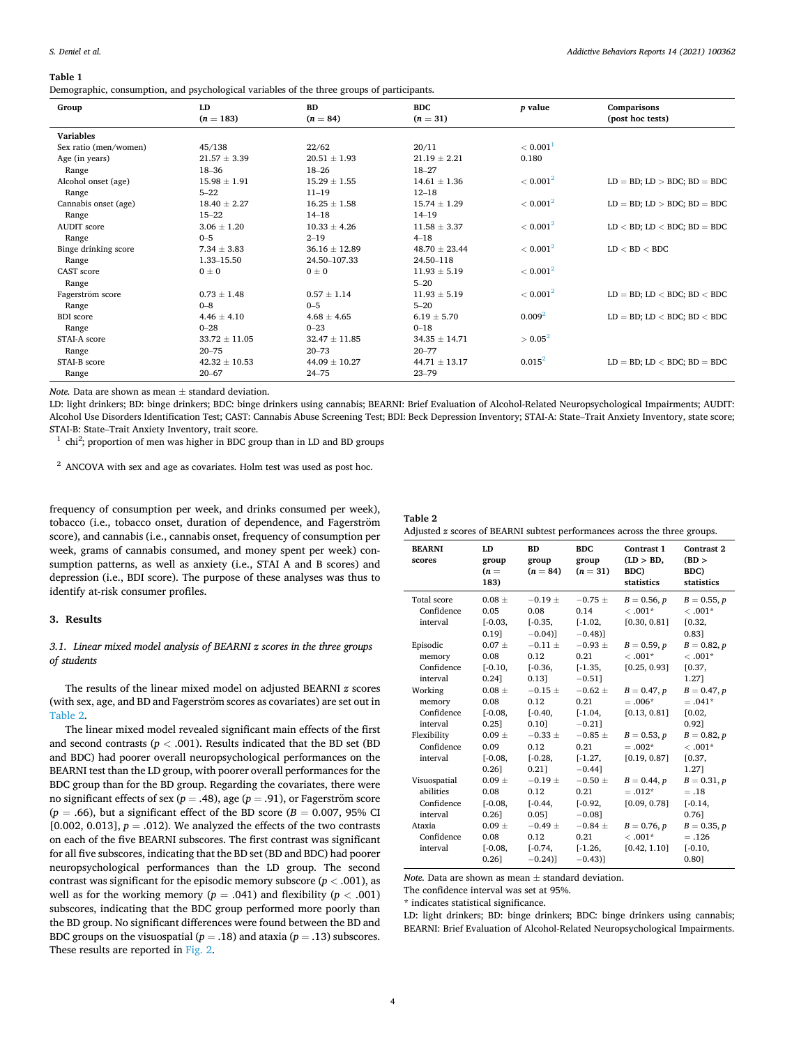**Table 1**

Demographic, consumption, and psychological variables of the three groups of participants.

| Group | LD ($n$ = 183) | BD ($n$ = 84) | BDC ($n$ = 31) | $p$ value | Comparisons (post hoc tests) |
|---|---|---|---|---|---|
| **Variables** | | | | | |
| Sex ratio (men/women) | 45/138 | 22/62 | 20/11 | < 0.001[1] | |
| Age (in years) | 21.57 ± 3.39 | 20.51 ± 1.93 | 21.19 ± 2.21 | 0.180 | |
| Range | 18–36 | 18–26 | 18–27 | | |
| Alcohol onset (age) | 15.98 ± 1.91 | 15.29 ± 1.55 | 14.61 ± 1.36 | < 0.001[2] | LD = BD; LD > BDC; BD = BDC |
| Range | 5–22 | 11–19 | 12–18 | | |
| Cannabis onset (age) | 18.40 ± 2.27 | 16.25 ± 1.58 | 15.74 ± 1.29 | < 0.001[2] | LD = BD; LD > BDC; BD = BDC |
| Range | 15–22 | 14–18 | 14–19 | | |
| AUDIT score | 3.06 ± 1.20 | 10.33 ± 4.26 | 11.58 ± 3.37 | < 0.001[2] | LD < BD; LD < BDC; BD = BDC |
| Range | 0–5 | 2–19 | 4–18 | | |
| Binge drinking score | 7.34 ± 3.83 | 36.16 ± 12.89 | 48.70 ± 23.44 | < 0.001[2] | LD < BD < BDC |
| Range | 1.33–15.50 | 24.50–107.33 | 24.50–118 | | |
| CAST score | 0 ± 0 | 0 ± 0 | 11.93 ± 5.19 | < 0.001[2] | |
| Range | | | 5–20 | | |
| Fagerström score | 0.73 ± 1.48 | 0.57 ± 1.14 | 11.93 ± 5.19 | < 0.001[2] | LD = BD; LD < BDC; BD < BDC |
| Range | 0–8 | 0–5 | 5–20 | | |
| BDI score | 4.46 ± 4.10 | 4.68 ± 4.65 | 6.19 ± 5.70 | 0.009[2] | LD = BD; LD < BDC; BD < BDC |
| Range | 0–28 | 0–23 | 0–18 | | |
| STAI-A score | 33.72 ± 11.05 | 32.47 ± 11.85 | 34.35 ± 14.71 | > 0.05[2] | |
| Range | 20–75 | 20–73 | 20–77 | | |
| STAI-B score | 42.32 ± 10.53 | 44.09 ± 10.27 | 44.71 ± 13.17 | 0.015[2] | LD = BD; LD < BDC; BD = BDC |
| Range | 20–67 | 24–75 | 23–79 | | |

*Note.* Data are shown as mean ± standard deviation.

LD: light drinkers; BD: binge drinkers; BDC: binge drinkers using cannabis; BEARNI: Brief Evaluation of Alcohol-Related Neuropsychological Impairments; AUDIT: Alcohol Use Disorders Identification Test; CAST: Cannabis Abuse Screening Test; BDI: Beck Depression Inventory; STAI-A: State–Trait Anxiety Inventory, state score; STAI-B: State–Trait Anxiety Inventory, trait score.

[1] chi$^2$; proportion of men was higher in BDC group than in LD and BD groups

[2] ANCOVA with sex and age as covariates. Holm test was used as post hoc.

frequency of consumption per week, and drinks consumed per week), tobacco (i.e., tobacco onset, duration of dependence, and Fagerström score), and cannabis (i.e., cannabis onset, frequency of consumption per week, grams of cannabis consumed, and money spent per week) consumption patterns, as well as anxiety (i.e., STAI A and B scores) and depression (i.e., BDI score). The purpose of these analyses was thus to identify at-risk consumer profiles.

## 3. Results

### 3.1. Linear mixed model analysis of BEARNI z scores in the three groups of students

The results of the linear mixed model on adjusted BEARNI $z$ scores (with sex, age, and BD and Fagerström scores as covariates) are set out in Table 2.

The linear mixed model revealed significant main effects of the first and second contrasts ($p < .001$). Results indicated that the BD set (BD and BDC) had poorer overall neuropsychological performances on the BEARNI test than the LD group, with poorer overall performances for the BDC group than for the BD group. Regarding the covariates, there were no significant effects of sex ($p = .48$), age ($p = .91$), or Fagerström score ($p = .66$), but a significant effect of the BD score ($B = 0.007$, 95% CI [0.002, 0.013], $p = .012$). We analyzed the effects of the two contrasts on each of the five BEARNI subscores. The first contrast was significant for all five subscores, indicating that the BD set (BD and BDC) had poorer neuropsychological performances than the LD group. The second contrast was significant for the episodic memory subscore ($p < .001$), as well as for the working memory ($p = .041$) and flexibility ($p < .001$) subscores, indicating that the BDC group performed more poorly than the BD group. No significant differences were found between the BD and BDC groups on the visuospatial ($p = .18$) and ataxia ($p = .13$) subscores. These results are reported in Fig. 2.

**Table 2**

Adjusted $z$ scores of BEARNI subtest performances across the three groups.

| BEARNI scores | LD group ($n$ = 183) | BD group ($n$ = 84) | BDC group ($n$ = 31) | Contrast 1 (LD > BD, BDC) statistics | Contrast 2 (BD > BDC) statistics |
|---|---|---|---|---|---|
| Total score | 0.08 ± 0.05 | −0.19 ± 0.08 | −0.75 ± 0.14 | $B = 0.56$, $p < .001$* | $B = 0.55$, $p < .001$* |
| Confidence interval | [-0.03, 0.19] | [-0.35, −0.04)] | [-1.02, −0.48)] | [0.30, 0.81] | [0.32, 0.83] |
| Episodic memory | 0.07 ± 0.08 | −0.11 ± 0.12 | −0.93 ± 0.21 | $B = 0.59$, $p < .001$* | $B = 0.82$, $p < .001$* |
| Confidence interval | [-0.10, 0.24] | [-0.36, 0.13] | [-1.35, −0.51] | [0.25, 0.93] | [0.37, 1.27] |
| Working memory | 0.08 ± 0.08 | −0.15 ± 0.12 | −0.62 ± 0.21 | $B = 0.47$, $p = .006$* | $B = 0.47$, $p = .041$* |
| Confidence interval | [-0.08, 0.25] | [-0.40, 0.10] | [-1.04, −0.21] | [0.13, 0.81] | [0.02, 0.92] |
| Flexibility | 0.09 ± 0.09 | −0.33 ± 0.12 | −0.85 ± 0.21 | $B = 0.53$, $p = .002$* | $B = 0.82$, $p < .001$* |
| Confidence interval | [-0.08, 0.26] | [-0.28, 0.21] | [-1.27, −0.44] | [0.19, 0.87] | [0.37, 1.27] |
| Visuospatial abilities | 0.09 ± 0.08 | −0.19 ± 0.12 | −0.50 ± 0.21 | $B = 0.44$, $p = .012$* | $B = 0.31$, $p = .18$ |
| Confidence interval | [-0.08, 0.26] | [-0.44, 0.05] | [-0.92, −0.08] | [0.09, 0.78] | [-0.14, 0.76] |
| Ataxia | 0.09 ± 0.08 | −0.49 ± 0.12 | −0.84 ± 0.21 | $B = 0.76$, $p < .001$* | $B = 0.35$, $p = .126$ |
| Confidence interval | [-0.08, 0.26] | [-0.74, −0.24)] | [-1.26, −0.43)] | [0.42, 1.10] | [-0.10, 0.80] |

*Note.* Data are shown as mean ± standard deviation.

The confidence interval was set at 95%.

\* indicates statistical significance.

LD: light drinkers; BD: binge drinkers; BDC: binge drinkers using cannabis; BEARNI: Brief Evaluation of Alcohol-Related Neuropsychological Impairments.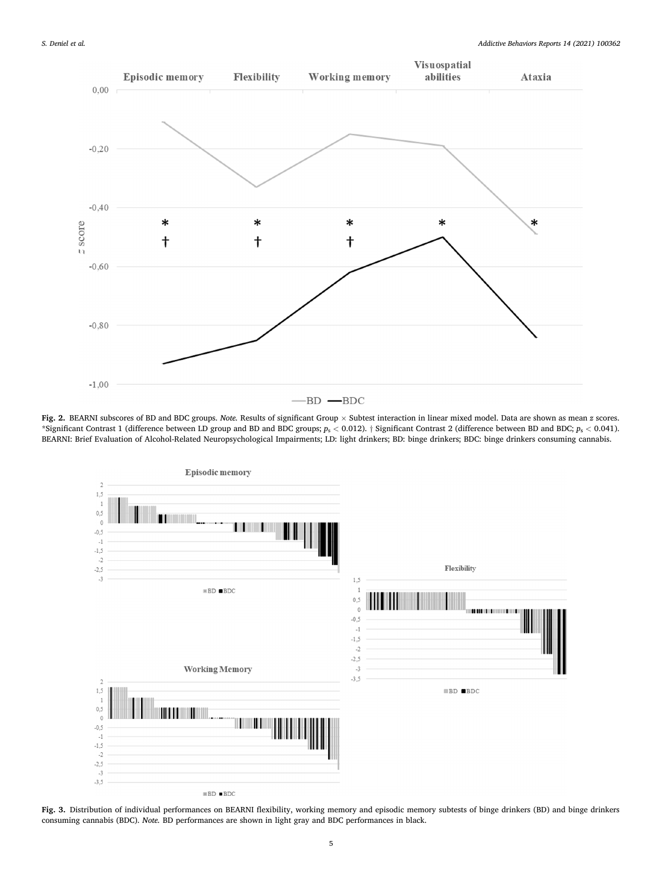**Fig. 2.** BEARNI subscores of BD and BDC groups. *Note.* Results of significant Group × Subtest interaction in linear mixed model. Data are shown as mean *z* scores. *Significant Contrast 1 (difference between LD group and BD and BDC groups; $p_s < 0.012$). † Significant Contrast 2 (difference between BD and BDC; $p_s < 0.041$). BEARNI: Brief Evaluation of Alcohol-Related Neuropsychological Impairments; LD: light drinkers; BD: binge drinkers; BDC: binge drinkers consuming cannabis.

**Fig. 3.** Distribution of individual performances on BEARNI flexibility, working memory and episodic memory subtests of binge drinkers (BD) and binge drinkers consuming cannabis (BDC). *Note.* BD performances are shown in light gray and BDC performances in black.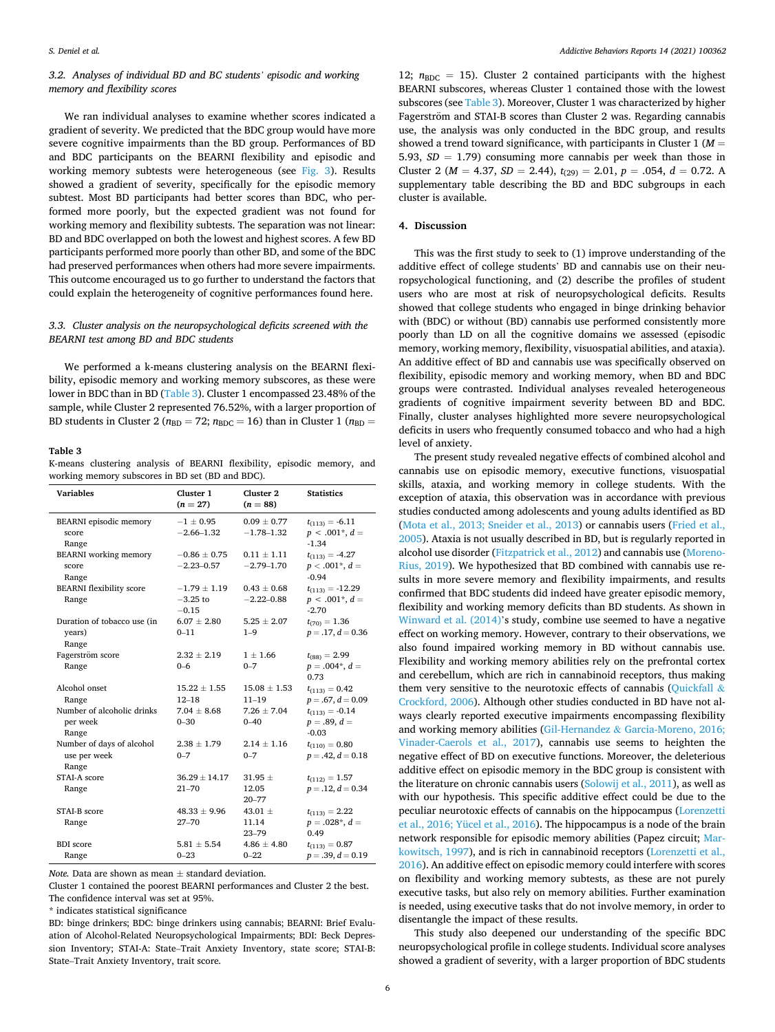### 3.2. Analyses of individual BD and BC students' episodic and working memory and flexibility scores

We ran individual analyses to examine whether scores indicated a gradient of severity. We predicted that the BDC group would have more severe cognitive impairments than the BD group. Performances of BD and BDC participants on the BEARNI flexibility and episodic and working memory subtests were heterogeneous (see Fig. 3). Results showed a gradient of severity, specifically for the episodic memory subtest. Most BD participants had better scores than BDC, who performed more poorly, but the expected gradient was not found for working memory and flexibility subtests. The separation was not linear: BD and BDC overlapped on both the lowest and highest scores. A few BD participants performed more poorly than other BD, and some of the BDC had preserved performances when others had more severe impairments. This outcome encouraged us to go further to understand the factors that could explain the heterogeneity of cognitive performances found here.

### 3.3. Cluster analysis on the neuropsychological deficits screened with the BEARNI test among BD and BDC students

We performed a k-means clustering analysis on the BEARNI flexibility, episodic memory and working memory subscores, as these were lower in BDC than in BD (Table 3). Cluster 1 encompassed 23.48% of the sample, while Cluster 2 represented 76.52%, with a larger proportion of BD students in Cluster 2 ($n_{BD}$ = 72; $n_{BDC}$ = 16) than in Cluster 1 ($n_{BD}$ = 12; $n_{BDC}$ = 15). Cluster 2 contained participants with the highest BEARNI subscores, whereas Cluster 1 contained those with the lowest subscores (see Table 3). Moreover, Cluster 1 was characterized by higher Fagerström and STAI-B scores than Cluster 2 was. Regarding cannabis use, the analysis was only conducted in the BDC group, and results showed a trend toward significance, with participants in Cluster 1 ($M$ = 5.93, $SD$ = 1.79) consuming more cannabis per week than those in Cluster 2 ($M$ = 4.37, $SD$ = 2.44), $t_{(29)}$ = 2.01, $p$ = .054, $d$ = 0.72. A supplementary table describing the BD and BDC subgroups in each cluster is available.

**Table 3**
K-means clustering analysis of BEARNI flexibility, episodic memory, and working memory subscores in BD set (BD and BDC).

| Variables | Cluster 1 ($n$ = 27) | Cluster 2 ($n$ = 88) | Statistics |
|---|---|---|---|
| BEARNI episodic memory score<br>Range | −1 ± 0.95<br>−2.66–1.32 | 0.09 ± 0.77<br>−1.78–1.32 | $t_{(113)}$ = -6.11<br>$p$ < .001*, $d$ = -1.34 |
| BEARNI working memory score<br>Range | −0.86 ± 0.75<br>−2.23–0.57 | 0.11 ± 1.11<br>−2.79–1.70 | $t_{(113)}$ = -4.27<br>$p$ < .001*, $d$ = -0.94 |
| BEARNI flexibility score<br>Range | −1.79 ± 1.19<br>−3.25 to −0.15 | 0.43 ± 0.68<br>−2.22–0.88 | $t_{(113)}$ = -12.29<br>$p$ < .001*, $d$ = -2.70 |
| Duration of tobacco use (in years)<br>Range | 6.07 ± 2.80<br>0–11 | 5.25 ± 2.07<br>1–9 | $t_{(70)}$ = 1.36<br>$p$ = .17, $d$ = 0.36 |
| Fagerström score<br>Range | 2.32 ± 2.19<br>0–6 | 1 ± 1.66<br>0–7 | $t_{(88)}$ = 2.99<br>$p$ = .004*, $d$ = 0.73 |
| Alcohol onset<br>Range | 15.22 ± 1.55<br>12–18 | 15.08 ± 1.53<br>11–19 | $t_{(113)}$ = 0.42<br>$p$ = .67, $d$ = 0.09 |
| Number of alcoholic drinks per week<br>Range | 7.04 ± 8.68<br>0–30 | 7.26 ± 7.04<br>0–40 | $t_{(113)}$ = -0.14<br>$p$ = .89, $d$ = -0.03 |
| Number of days of alcohol use per week<br>Range | 2.38 ± 1.79<br>0–7 | 2.14 ± 1.16<br>0–7 | $t_{(110)}$ = 0.80<br>$p$ = .42, $d$ = 0.18 |
| STAI-A score<br>Range | 36.29 ± 14.17<br>21–70 | 31.95 ± 12.05<br>20–77 | $t_{(112)}$ = 1.57<br>$p$ = .12, $d$ = 0.34 |
| STAI-B score<br>Range | 48.33 ± 9.96<br>27–70 | 43.01 ± 11.14<br>23–79 | $t_{(113)}$ = 2.22<br>$p$ = .028*, $d$ = 0.49 |
| BDI score<br>Range | 5.81 ± 5.54<br>0–23 | 4.86 ± 4.80<br>0–22 | $t_{(113)}$ = 0.87<br>$p$ = .39, $d$ = 0.19 |

*Note.* Data are shown as mean ± standard deviation.
Cluster 1 contained the poorest BEARNI performances and Cluster 2 the best.
The confidence interval was set at 95%.
\* indicates statistical significance
BD: binge drinkers; BDC: binge drinkers using cannabis; BEARNI: Brief Evaluation of Alcohol-Related Neuropsychological Impairments; BDI: Beck Depression Inventory; STAI-A: State–Trait Anxiety Inventory, state score; STAI-B: State–Trait Anxiety Inventory, trait score.

## 4. Discussion

This was the first study to seek to (1) improve understanding of the additive effect of college students' BD and cannabis use on their neuropsychological functioning, and (2) describe the profiles of student users who are most at risk of neuropsychological deficits. Results showed that college students who engaged in binge drinking behavior with (BDC) or without (BD) cannabis use performed consistently more poorly than LD on all the cognitive domains we assessed (episodic memory, working memory, flexibility, visuospatial abilities, and ataxia). An additive effect of BD and cannabis use was specifically observed on flexibility, episodic memory and working memory, when BD and BDC groups were contrasted. Individual analyses revealed heterogeneous gradients of cognitive impairment severity between BD and BDC. Finally, cluster analyses highlighted more severe neuropsychological deficits in users who frequently consumed tobacco and who had a high level of anxiety.

The present study revealed negative effects of combined alcohol and cannabis use on episodic memory, executive functions, visuospatial skills, ataxia, and working memory in college students. With the exception of ataxia, this observation was in accordance with previous studies conducted among adolescents and young adults identified as BD (Mota et al., 2013; Sneider et al., 2013) or cannabis users (Fried et al., 2005). Ataxia is not usually described in BD, but is regularly reported in alcohol use disorder (Fitzpatrick et al., 2012) and cannabis use (Moreno-Rius, 2019). We hypothesized that BD combined with cannabis use results in more severe memory and flexibility impairments, and results confirmed that BDC students did indeed have greater episodic memory, flexibility and working memory deficits than BD students. As shown in Winward et al. (2014)'s study, combine use seemed to have a negative effect on working memory. However, contrary to their observations, we also found impaired working memory in BD without cannabis use. Flexibility and working memory abilities rely on the prefrontal cortex and cerebellum, which are rich in cannabinoid receptors, thus making them very sensitive to the neurotoxic effects of cannabis (Quickfall & Crockford, 2006). Although other studies conducted in BD have not always clearly reported executive impairments encompassing flexibility and working memory abilities (Gil-Hernandez & Garcia-Moreno, 2016; Vinader-Caerols et al., 2017), cannabis use seems to heighten the negative effect of BD on executive functions. Moreover, the deleterious additive effect on episodic memory in the BDC group is consistent with the literature on chronic cannabis users (Solowij et al., 2011), as well as with our hypothesis. This specific additive effect could be due to the peculiar neurotoxic effects of cannabis on the hippocampus (Lorenzetti et al., 2016; Yücel et al., 2016). The hippocampus is a node of the brain network responsible for episodic memory abilities (Papez circuit; Markowitsch, 1997), and is rich in cannabinoid receptors (Lorenzetti et al., 2016). An additive effect on episodic memory could interfere with scores on flexibility and working memory subtests, as these are not purely executive tasks, but also rely on memory abilities. Further examination is needed, using executive tasks that do not involve memory, in order to disentangle the impact of these results.

This study also deepened our understanding of the specific BDC neuropsychological profile in college students. Individual score analyses showed a gradient of severity, with a larger proportion of BDC students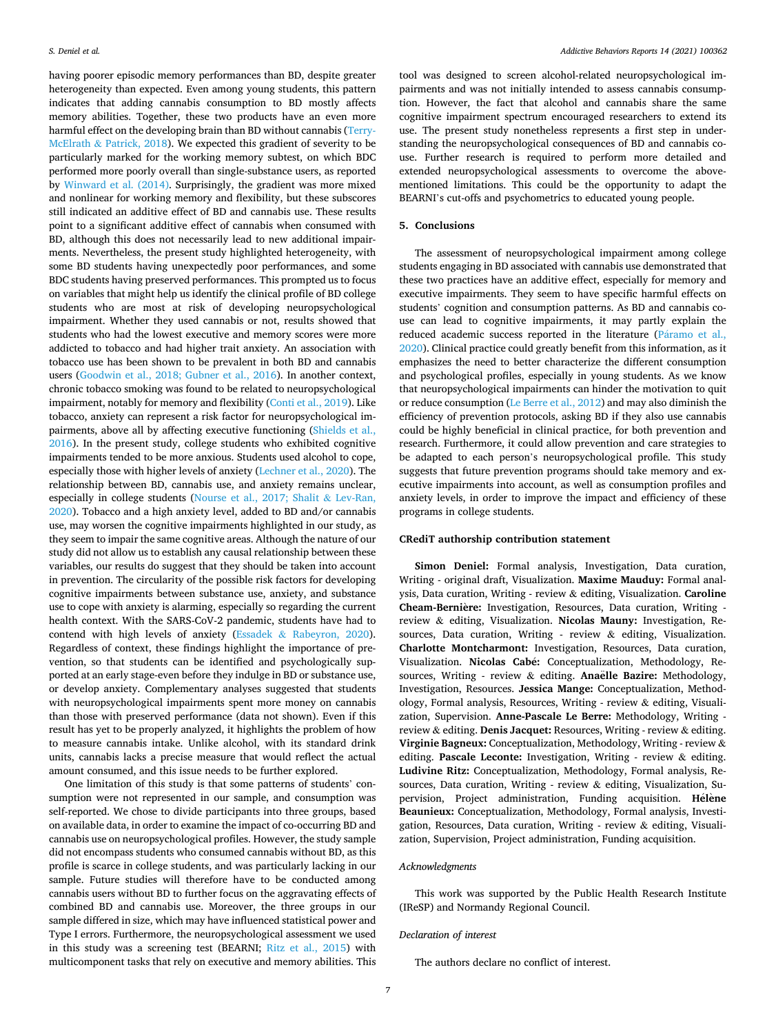having poorer episodic memory performances than BD, despite greater heterogeneity than expected. Even among young students, this pattern indicates that adding cannabis consumption to BD mostly affects memory abilities. Together, these two products have an even more harmful effect on the developing brain than BD without cannabis (Terry-McElrath & Patrick, 2018). We expected this gradient of severity to be particularly marked for the working memory subtest, on which BDC performed more poorly overall than single-substance users, as reported by Winward et al. (2014). Surprisingly, the gradient was more mixed and nonlinear for working memory and flexibility, but these subscores still indicated an additive effect of BD and cannabis use. These results point to a significant additive effect of cannabis when consumed with BD, although this does not necessarily lead to new additional impairments. Nevertheless, the present study highlighted heterogeneity, with some BD students having unexpectedly poor performances, and some BDC students having preserved performances. This prompted us to focus on variables that might help us identify the clinical profile of BD college students who are most at risk of developing neuropsychological impairment. Whether they used cannabis or not, results showed that students who had the lowest executive and memory scores were more addicted to tobacco and had higher trait anxiety. An association with tobacco use has been shown to be prevalent in both BD and cannabis users (Goodwin et al., 2018; Gubner et al., 2016). In another context, chronic tobacco smoking was found to be related to neuropsychological impairment, notably for memory and flexibility (Conti et al., 2019). Like tobacco, anxiety can represent a risk factor for neuropsychological impairments, above all by affecting executive functioning (Shields et al., 2016). In the present study, college students who exhibited cognitive impairments tended to be more anxious. Students used alcohol to cope, especially those with higher levels of anxiety (Lechner et al., 2020). The relationship between BD, cannabis use, and anxiety remains unclear, especially in college students (Nourse et al., 2017; Shalit & Lev-Ran, 2020). Tobacco and a high anxiety level, added to BD and/or cannabis use, may worsen the cognitive impairments highlighted in our study, as they seem to impair the same cognitive areas. Although the nature of our study did not allow us to establish any causal relationship between these variables, our results do suggest that they should be taken into account in prevention. The circularity of the possible risk factors for developing cognitive impairments between substance use, anxiety, and substance use to cope with anxiety is alarming, especially so regarding the current health context. With the SARS-CoV-2 pandemic, students have had to contend with high levels of anxiety (Essadek & Rabeyron, 2020). Regardless of context, these findings highlight the importance of prevention, so that students can be identified and psychologically supported at an early stage-even before they indulge in BD or substance use, or develop anxiety. Complementary analyses suggested that students with neuropsychological impairments spent more money on cannabis than those with preserved performance (data not shown). Even if this result has yet to be properly analyzed, it highlights the problem of how to measure cannabis intake. Unlike alcohol, with its standard drink units, cannabis lacks a precise measure that would reflect the actual amount consumed, and this issue needs to be further explored.

One limitation of this study is that some patterns of students' consumption were not represented in our sample, and consumption was self-reported. We chose to divide participants into three groups, based on available data, in order to examine the impact of co-occurring BD and cannabis use on neuropsychological profiles. However, the study sample did not encompass students who consumed cannabis without BD, as this profile is scarce in college students, and was particularly lacking in our sample. Future studies will therefore have to be conducted among cannabis users without BD to further focus on the aggravating effects of combined BD and cannabis use. Moreover, the three groups in our sample differed in size, which may have influenced statistical power and Type I errors. Furthermore, the neuropsychological assessment we used in this study was a screening test (BEARNI; Ritz et al., 2015) with multicomponent tasks that rely on executive and memory abilities. This tool was designed to screen alcohol-related neuropsychological impairments and was not initially intended to assess cannabis consumption. However, the fact that alcohol and cannabis share the same cognitive impairment spectrum encouraged researchers to extend its use. The present study nonetheless represents a first step in understanding the neuropsychological consequences of BD and cannabis co-use. Further research is required to perform more detailed and extended neuropsychological assessments to overcome the above-mentioned limitations. This could be the opportunity to adapt the BEARNI's cut-offs and psychometrics to educated young people.

## 5. Conclusions

The assessment of neuropsychological impairment among college students engaging in BD associated with cannabis use demonstrated that these two practices have an additive effect, especially for memory and executive impairments. They seem to have specific harmful effects on students' cognition and consumption patterns. As BD and cannabis co-use can lead to cognitive impairments, it may partly explain the reduced academic success reported in the literature (Páramo et al., 2020). Clinical practice could greatly benefit from this information, as it emphasizes the need to better characterize the different consumption and psychological profiles, especially in young students. As we know that neuropsychological impairments can hinder the motivation to quit or reduce consumption (Le Berre et al., 2012) and may also diminish the efficiency of prevention protocols, asking BD if they also use cannabis could be highly beneficial in clinical practice, for both prevention and research. Furthermore, it could allow prevention and care strategies to be adapted to each person's neuropsychological profile. This study suggests that future prevention programs should take memory and executive impairments into account, as well as consumption profiles and anxiety levels, in order to improve the impact and efficiency of these programs in college students.

### CRediT authorship contribution statement

**Simon Deniel:** Formal analysis, Investigation, Data curation, Writing - original draft, Visualization. **Maxime Mauduy:** Formal analysis, Data curation, Writing - review & editing, Visualization. **Caroline Cheam-Bernière:** Investigation, Resources, Data curation, Writing - review & editing, Visualization. **Nicolas Mauny:** Investigation, Resources, Data curation, Writing - review & editing, Visualization. **Charlotte Montcharmont:** Investigation, Resources, Data curation, Visualization. **Nicolas Cabé:** Conceptualization, Methodology, Resources, Writing - review & editing. **Anaëlle Bazire:** Methodology, Investigation, Resources. **Jessica Mange:** Conceptualization, Methodology, Formal analysis, Resources, Writing - review & editing, Visualization, Supervision. **Anne-Pascale Le Berre:** Methodology, Writing - review & editing. **Denis Jacquet:** Resources, Writing - review & editing. **Virginie Bagneux:** Conceptualization, Methodology, Writing - review & editing. **Pascale Leconte:** Investigation, Writing - review & editing. **Ludivine Ritz:** Conceptualization, Methodology, Formal analysis, Resources, Data curation, Writing - review & editing, Visualization, Supervision, Project administration, Funding acquisition. **Hélène Beaunieux:** Conceptualization, Methodology, Formal analysis, Investigation, Resources, Data curation, Writing - review & editing, Visualization, Supervision, Project administration, Funding acquisition.

### Acknowledgments

This work was supported by the Public Health Research Institute (IReSP) and Normandy Regional Council.

### Declaration of interest

The authors declare no conflict of interest.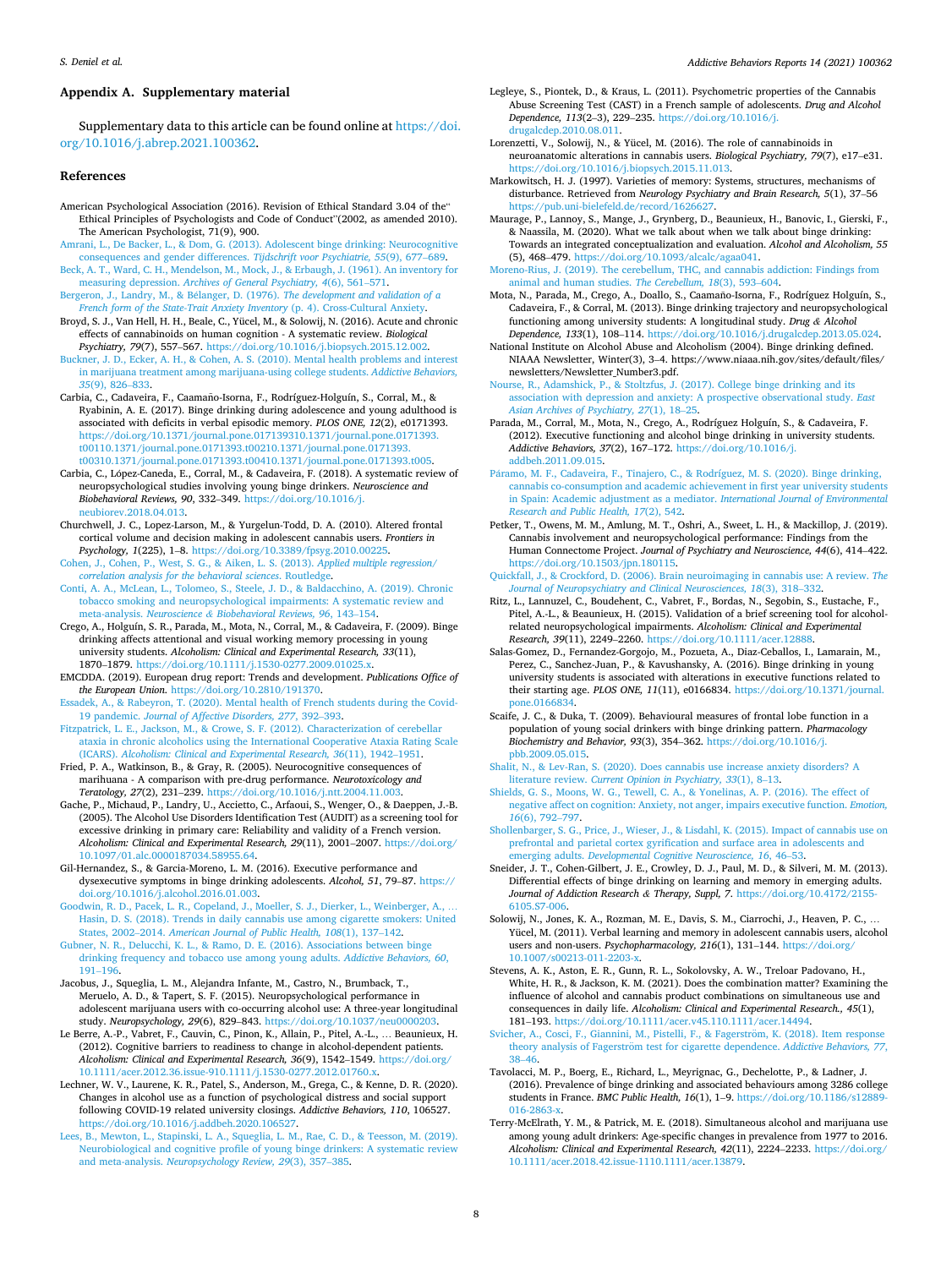## Appendix A. Supplementary material

Supplementary data to this article can be found online at https://doi.org/10.1016/j.abrep.2021.100362.

## References

American Psychological Association (2016). Revision of Ethical Standard 3.04 of the" Ethical Principles of Psychologists and Code of Conduct"(2002, as amended 2010). The American Psychologist, 71(9), 900.

Amrani, L., De Backer, L., & Dom, G. (2013). Adolescent binge drinking: Neurocognitive consequences and gender differences. *Tijdschrift voor Psychiatrie, 55*(9), 677–689.

Beck, A. T., Ward, C. H., Mendelson, M., Mock, J., & Erbaugh, J. (1961). An inventory for measuring depression. *Archives of General Psychiatry, 4*(6), 561–571.

Bergeron, J., Landry, M., & Bélanger, D. (1976). *The development and validation of a French form of the State-Trait Anxiety Inventory* (p. 4). Cross-Cultural Anxiety.

Broyd, S. J., Van Hell, H. H., Beale, C., Yücel, M., & Solowij, N. (2016). Acute and chronic effects of cannabinoids on human cognition - A systematic review. *Biological Psychiatry, 79*(7), 557–567. https://doi.org/10.1016/j.biopsych.2015.12.002.

Buckner, J. D., Ecker, A. H., & Cohen, A. S. (2010). Mental health problems and interest in marijuana treatment among marijuana-using college students. *Addictive Behaviors, 35*(9), 826–833.

Carbia, C., Cadaveira, F., Caamaño-Isorna, F., Rodríguez-Holguín, S., Corral, M., & Ryabinin, A. E. (2017). Binge drinking during adolescence and young adulthood is associated with deficits in verbal episodic memory. *PLOS ONE, 12*(2), e0171393. https://doi.org/10.1371/journal.pone.017139310.1371/journal.pone.0171393.t00110.1371/journal.pone.0171393.t00210.1371/journal.pone.0171393.t00310.1371/journal.pone.0171393.t00410.1371/journal.pone.0171393.t005.

Carbia, C., López-Caneda, E., Corral, M., & Cadaveira, F. (2018). A systematic review of neuropsychological studies involving young binge drinkers. *Neuroscience and Biobehavioral Reviews, 90*, 332–349. https://doi.org/10.1016/j.neubiorev.2018.04.013.

Churchwell, J. C., Lopez-Larson, M., & Yurgelun-Todd, D. A. (2010). Altered frontal cortical volume and decision making in adolescent cannabis users. *Frontiers in Psychology, 1*(225), 1–8. https://doi.org/10.3389/fpsyg.2010.00225.

Cohen, J., Cohen, P., West, S. G., & Aiken, L. S. (2013). *Applied multiple regression/correlation analysis for the behavioral sciences*. Routledge.

Conti, A. A., McLean, L., Tolomeo, S., Steele, J. D., & Baldacchino, A. (2019). Chronic tobacco smoking and neuropsychological impairments: A systematic review and meta-analysis. *Neuroscience & Biobehavioral Reviews, 96*, 143–154.

Crego, A., Holguín, S. R., Parada, M., Mota, N., Corral, M., & Cadaveira, F. (2009). Binge drinking affects attentional and visual working memory processing in young university students. *Alcoholism: Clinical and Experimental Research, 33*(11), 1870–1879. https://doi.org/10.1111/j.1530-0277.2009.01025.x.

EMCDDA. (2019). European drug report: Trends and development. *Publications Office of the European Union*. https://doi.org/10.2810/191370.

Essadek, A., & Rabeyron, T. (2020). Mental health of French students during the Covid-19 pandemic. *Journal of Affective Disorders, 277*, 392–393.

Fitzpatrick, L. E., Jackson, M., & Crowe, S. F. (2012). Characterization of cerebellar ataxia in chronic alcoholics using the International Cooperative Ataxia Rating Scale (ICARS). *Alcoholism: Clinical and Experimental Research, 36*(11), 1942–1951.

Fried, P. A., Watkinson, B., & Gray, R. (2005). Neurocognitive consequences of marihuana - A comparison with pre-drug performance. *Neurotoxicology and Teratology, 27*(2), 231–239. https://doi.org/10.1016/j.ntt.2004.11.003.

Gache, P., Michaud, P., Landry, U., Accietto, C., Arfaoui, S., Wenger, O., & Daeppen, J.-B. (2005). The Alcohol Use Disorders Identification Test (AUDIT) as a screening tool for excessive drinking in primary care: Reliability and validity of a French version. *Alcoholism: Clinical and Experimental Research, 29*(11), 2001–2007. https://doi.org/10.1097/01.alc.0000187034.58955.64.

Gil-Hernandez, S., & Garcia-Moreno, L. M. (2016). Executive performance and dysexecutive symptoms in binge drinking adolescents. *Alcohol, 51*, 79–87. https://doi.org/10.1016/j.alcohol.2016.01.003.

Goodwin, R. D., Pacek, L. R., Copeland, J., Moeller, S. J., Dierker, L., Weinberger, A., … Hasin, D. S. (2018). Trends in daily cannabis use among cigarette smokers: United States, 2002–2014. *American Journal of Public Health, 108*(1), 137–142.

Gubner, N. R., Delucchi, K. L., & Ramo, D. E. (2016). Associations between binge drinking frequency and tobacco use among young adults. *Addictive Behaviors, 60*, 191–196.

Jacobus, J., Squeglia, L. M., Alejandra Infante, M., Castro, N., Brumback, T., Meruelo, A. D., & Tapert, S. F. (2015). Neuropsychological performance in adolescent marijuana users with co-occurring alcohol use: A three-year longitudinal study. *Neuropsychology, 29*(6), 829–843. https://doi.org/10.1037/neu0000203.

Le Berre, A.-P., Vabret, F., Cauvin, C., Pinon, K., Allain, P., Pitel, A.-L., … Beaunieux, H. (2012). Cognitive barriers to readiness to change in alcohol-dependent patients. *Alcoholism: Clinical and Experimental Research, 36*(9), 1542–1549. https://doi.org/10.1111/acer.2012.36.issue-910.1111/j.1530-0277.2012.01760.x.

Lechner, W. V., Laurene, K. R., Patel, S., Anderson, M., Grega, C., & Kenne, D. R. (2020). Changes in alcohol use as a function of psychological distress and social support following COVID-19 related university closings. *Addictive Behaviors, 110*, 106527. https://doi.org/10.1016/j.addbeh.2020.106527.

Lees, B., Mewton, L., Stapinski, L. A., Squeglia, L. M., Rae, C. D., & Teesson, M. (2019). Neurobiological and cognitive profile of young binge drinkers: A systematic review and meta-analysis. *Neuropsychology Review, 29*(3), 357–385.

Legleye, S., Piontek, D., & Kraus, L. (2011). Psychometric properties of the Cannabis Abuse Screening Test (CAST) in a French sample of adolescents. *Drug and Alcohol Dependence, 113*(2–3), 229–235. https://doi.org/10.1016/j.drugalcdep.2010.08.011.

Lorenzetti, V., Solowij, N., & Yücel, M. (2016). The role of cannabinoids in neuroanatomic alterations in cannabis users. *Biological Psychiatry, 79*(7), e17–e31. https://doi.org/10.1016/j.biopsych.2015.11.013.

Markowitsch, H. J. (1997). Varieties of memory: Systems, structures, mechanisms of disturbance. Retrieved from *Neurology Psychiatry and Brain Research, 5*(1), 37–56 https://pub.uni-bielefeld.de/record/1626627.

Maurage, P., Lannoy, S., Mange, J., Grynberg, D., Beaunieux, H., Banovic, I., Gierski, F., & Naassila, M. (2020). What we talk about when we talk about binge drinking: Towards an integrated conceptualization and evaluation. *Alcohol and Alcoholism, 55* (5), 468–479. https://doi.org/10.1093/alcalc/agaa041.

Moreno-Rius, J. (2019). The cerebellum, THC, and cannabis addiction: Findings from animal and human studies. *The Cerebellum, 18*(3), 593–604.

Mota, N., Parada, M., Crego, A., Doallo, S., Caamaño-Isorna, F., Rodríguez Holguín, S., Cadaveira, F., & Corral, M. (2013). Binge drinking trajectory and neuropsychological functioning among university students: A longitudinal study. *Drug & Alcohol Dependence, 133*(1), 108–114. https://doi.org/10.1016/j.drugalcdep.2013.05.024.

National Institute on Alcohol Abuse and Alcoholism (2004). Binge drinking defined. NIAAA Newsletter, Winter(3), 3–4. https://www.niaaa.nih.gov/sites/default/files/newsletters/Newsletter_Number3.pdf.

Nourse, R., Adamshick, P., & Stoltzfus, J. (2017). College binge drinking and its association with depression and anxiety: A prospective observational study. *East Asian Archives of Psychiatry, 27*(1), 18–25.

Parada, M., Corral, M., Mota, N., Crego, A., Rodríguez Holguín, S., & Cadaveira, F. (2012). Executive functioning and alcohol binge drinking in university students. *Addictive Behaviors, 37*(2), 167–172. https://doi.org/10.1016/j.addbeh.2011.09.015.

Páramo, M. F., Cadaveira, F., Tinajero, C., & Rodríguez, M. S. (2020). Binge drinking, cannabis co-consumption and academic achievement in first year university students in Spain: Academic adjustment as a mediator. *International Journal of Environmental Research and Public Health, 17*(2), 542.

Petker, T., Owens, M. M., Amlung, M. T., Oshri, A., Sweet, L. H., & Mackillop, J. (2019). Cannabis involvement and neuropsychological performance: Findings from the Human Connectome Project. *Journal of Psychiatry and Neuroscience, 44*(6), 414–422. https://doi.org/10.1503/jpn.180115.

Quickfall, J., & Crockford, D. (2006). Brain neuroimaging in cannabis use: A review. *The Journal of Neuropsychiatry and Clinical Neurosciences, 18*(3), 318–332.

Ritz, L., Lannuzel, C., Boudehent, C., Vabret, F., Bordas, N., Segobin, S., Eustache, F., Pitel, A.-L., & Beaunieux, H. (2015). Validation of a brief screening tool for alcohol-related neuropsychological impairments. *Alcoholism: Clinical and Experimental Research, 39*(11), 2249–2260. https://doi.org/10.1111/acer.12888.

Salas-Gomez, D., Fernandez-Gorgojo, M., Pozueta, A., Diaz-Ceballos, I., Lamarain, M., Perez, C., Sanchez-Juan, P., & Kavushansky, A. (2016). Binge drinking in young university students is associated with alterations in executive functions related to their starting age. *PLOS ONE, 11*(11), e0166834. https://doi.org/10.1371/journal.pone.0166834.

Scaife, J. C., & Duka, T. (2009). Behavioural measures of frontal lobe function in a population of young social drinkers with binge drinking pattern. *Pharmacology Biochemistry and Behavior, 93*(3), 354–362. https://doi.org/10.1016/j.pbb.2009.05.015.

Shalit, N., & Lev-Ran, S. (2020). Does cannabis use increase anxiety disorders? A literature review. *Current Opinion in Psychiatry, 33*(1), 8–13.

Shields, G. S., Moons, W. G., Tewell, C. A., & Yonelinas, A. P. (2016). The effect of negative affect on cognition: Anxiety, not anger, impairs executive function. *Emotion, 16*(6), 792–797.

Shollenbarger, S. G., Price, J., Wieser, J., & Lisdahl, K. (2015). Impact of cannabis use on prefrontal and parietal cortex gyrification and surface area in adolescents and emerging adults. *Developmental Cognitive Neuroscience, 16*, 46–53.

Sneider, J. T., Cohen-Gilbert, J. E., Crowley, D. J., Paul, M. D., & Silveri, M. M. (2013). Differential effects of binge drinking on learning and memory in emerging adults. *Journal of Addiction Research & Therapy, Suppl, 7*. https://doi.org/10.4172/2155-6105.S7-006.

Solowij, N., Jones, K. A., Rozman, M. E., Davis, S. M., Ciarrochi, J., Heaven, P. C., … Yücel, M. (2011). Verbal learning and memory in adolescent cannabis users, alcohol users and non-users. *Psychopharmacology, 216*(1), 131–144. https://doi.org/10.1007/s00213-011-2203-x.

Stevens, A. K., Aston, E. R., Gunn, R. L., Sokolovsky, A. W., Treloar Padovano, H., White, H. R., & Jackson, K. M. (2021). Does the combination matter? Examining the influence of alcohol and cannabis product combinations on simultaneous use and consequences in daily life. *Alcoholism: Clinical and Experimental Research., 45*(1), 181–193. https://doi.org/10.1111/acer.v45.110.1111/acer.14494.

Svicher, A., Cosci, F., Giannini, M., Pistelli, F., & Fagerström, K. (2018). Item response theory analysis of Fagerström test for cigarette dependence. *Addictive Behaviors, 77*, 38–46.

Tavolacci, M. P., Boerg, E., Richard, L., Meyrignac, G., Dechelotte, P., & Ladner, J. (2016). Prevalence of binge drinking and associated behaviours among 3286 college students in France. *BMC Public Health, 16*(1), 1–9. https://doi.org/10.1186/s12889-016-2863-x.

Terry-McElrath, Y. M., & Patrick, M. E. (2018). Simultaneous alcohol and marijuana use among young adult drinkers: Age-specific changes in prevalence from 1977 to 2016. *Alcoholism: Clinical and Experimental Research, 42*(11), 2224–2233. https://doi.org/10.1111/acer.2018.42.issue-1110.1111/acer.13879.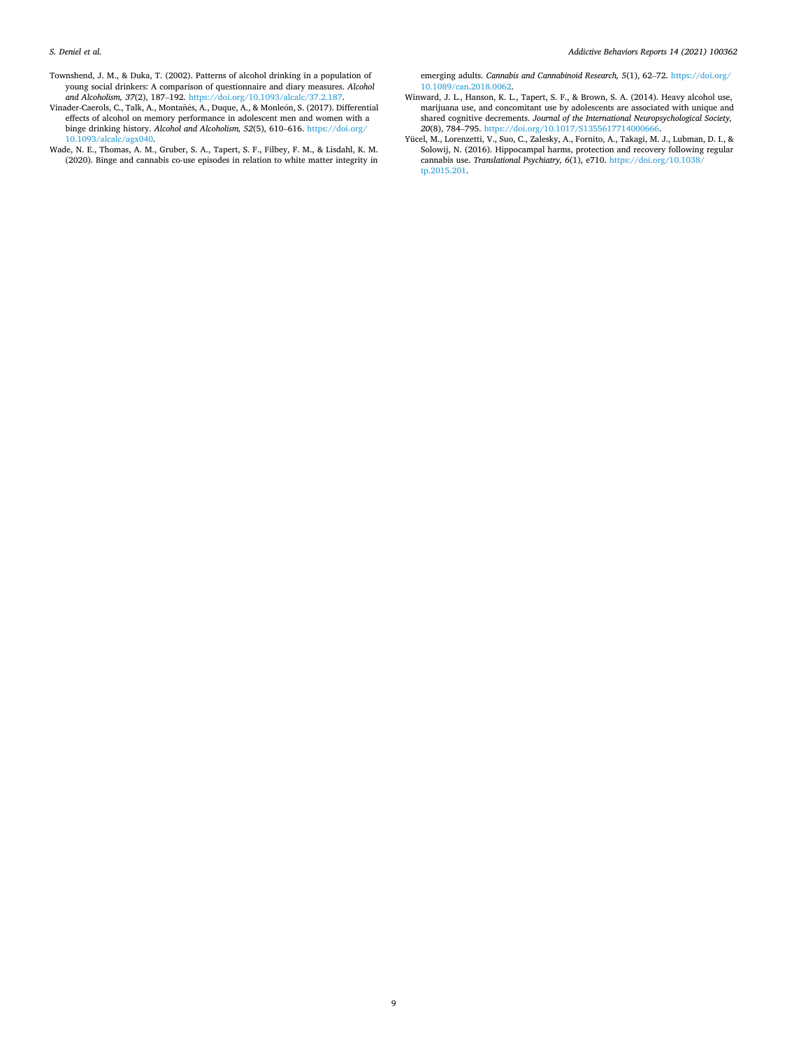Townshend, J. M., & Duka, T. (2002). Patterns of alcohol drinking in a population of young social drinkers: A comparison of questionnaire and diary measures. *Alcohol and Alcoholism, 37*(2), 187–192. https://doi.org/10.1093/alcalc/37.2.187.

Vinader-Caerols, C., Talk, A., Montañés, A., Duque, A., & Monleón, S. (2017). Differential effects of alcohol on memory performance in adolescent men and women with a binge drinking history. *Alcohol and Alcoholism, 52*(5), 610–616. https://doi.org/10.1093/alcalc/agx040.

Wade, N. E., Thomas, A. M., Gruber, S. A., Tapert, S. F., Filbey, F. M., & Lisdahl, K. M. (2020). Binge and cannabis co-use episodes in relation to white matter integrity in emerging adults. *Cannabis and Cannabinoid Research, 5*(1), 62–72. https://doi.org/10.1089/can.2018.0062.

Winward, J. L., Hanson, K. L., Tapert, S. F., & Brown, S. A. (2014). Heavy alcohol use, marijuana use, and concomitant use by adolescents are associated with unique and shared cognitive decrements. *Journal of the International Neuropsychological Society, 20*(8), 784–795. https://doi.org/10.1017/S1355617714000666.

Yücel, M., Lorenzetti, V., Suo, C., Zalesky, A., Fornito, A., Takagi, M. J., Lubman, D. I., & Solowij, N. (2016). Hippocampal harms, protection and recovery following regular cannabis use. *Translational Psychiatry, 6*(1), e710. https://doi.org/10.1038/tp.2015.201.